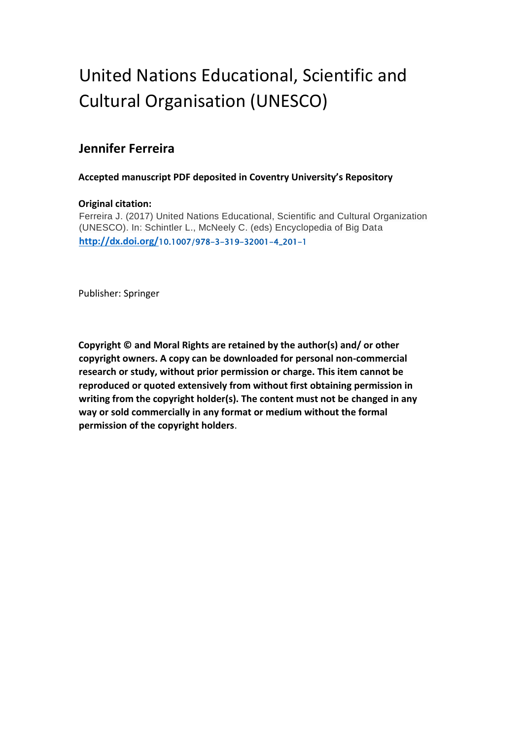# United Nations Educational, Scientific and Cultural Organisation (UNESCO)

## Jennifer Ferreira

**Accepted manuscript PDF deposited in Coventry University's Repository**

**Original citation:**
Ferreira J. (2017) United Nations Educational, Scientific and Cultural Organization (UNESCO). In: Schintler L., McNeely C. (eds) Encyclopedia of Big Data
http://dx.doi.org/10.1007/978-3-319-32001-4_201-1

Publisher: Springer

**Copyright © and Moral Rights are retained by the author(s) and/ or other copyright owners. A copy can be downloaded for personal non-commercial research or study, without prior permission or charge. This item cannot be reproduced or quoted extensively from without first obtaining permission in writing from the copyright holder(s). The content must not be changed in any way or sold commercially in any format or medium without the formal permission of the copyright holders**.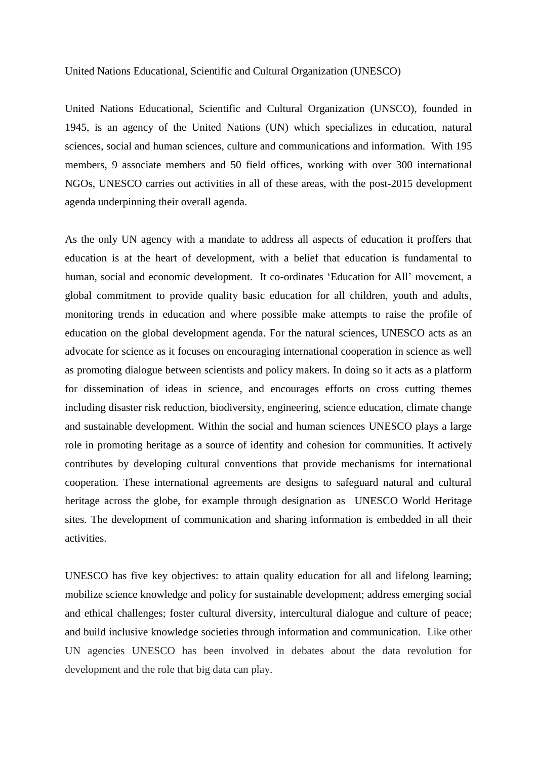# United Nations Educational, Scientific and Cultural Organization (UNESCO)

United Nations Educational, Scientific and Cultural Organization (UNSCO), founded in 1945, is an agency of the United Nations (UN) which specializes in education, natural sciences, social and human sciences, culture and communications and information. With 195 members, 9 associate members and 50 field offices, working with over 300 international NGOs, UNESCO carries out activities in all of these areas, with the post-2015 development agenda underpinning their overall agenda.

As the only UN agency with a mandate to address all aspects of education it proffers that education is at the heart of development, with a belief that education is fundamental to human, social and economic development. It co-ordinates 'Education for All' movement, a global commitment to provide quality basic education for all children, youth and adults, monitoring trends in education and where possible make attempts to raise the profile of education on the global development agenda. For the natural sciences, UNESCO acts as an advocate for science as it focuses on encouraging international cooperation in science as well as promoting dialogue between scientists and policy makers. In doing so it acts as a platform for dissemination of ideas in science, and encourages efforts on cross cutting themes including disaster risk reduction, biodiversity, engineering, science education, climate change and sustainable development. Within the social and human sciences UNESCO plays a large role in promoting heritage as a source of identity and cohesion for communities. It actively contributes by developing cultural conventions that provide mechanisms for international cooperation. These international agreements are designs to safeguard natural and cultural heritage across the globe, for example through designation as UNESCO World Heritage sites. The development of communication and sharing information is embedded in all their activities.

UNESCO has five key objectives: to attain quality education for all and lifelong learning; mobilize science knowledge and policy for sustainable development; address emerging social and ethical challenges; foster cultural diversity, intercultural dialogue and culture of peace; and build inclusive knowledge societies through information and communication. Like other UN agencies UNESCO has been involved in debates about the data revolution for development and the role that big data can play.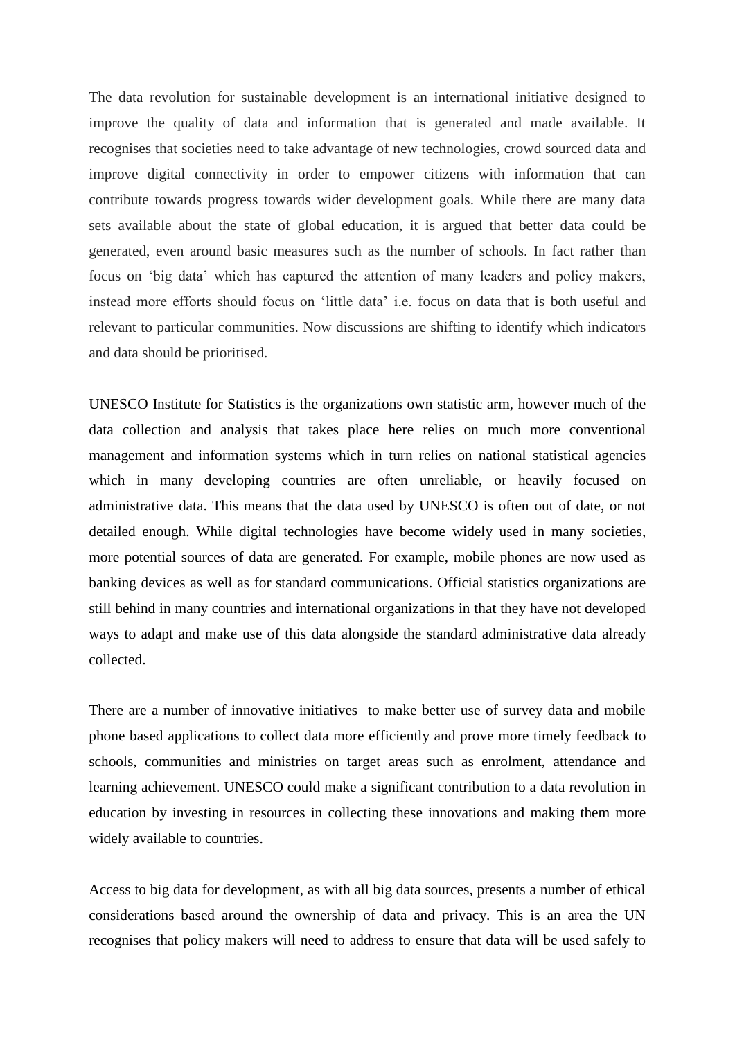The data revolution for sustainable development is an international initiative designed to improve the quality of data and information that is generated and made available. It recognises that societies need to take advantage of new technologies, crowd sourced data and improve digital connectivity in order to empower citizens with information that can contribute towards progress towards wider development goals. While there are many data sets available about the state of global education, it is argued that better data could be generated, even around basic measures such as the number of schools. In fact rather than focus on 'big data' which has captured the attention of many leaders and policy makers, instead more efforts should focus on 'little data' i.e. focus on data that is both useful and relevant to particular communities. Now discussions are shifting to identify which indicators and data should be prioritised.

UNESCO Institute for Statistics is the organizations own statistic arm, however much of the data collection and analysis that takes place here relies on much more conventional management and information systems which in turn relies on national statistical agencies which in many developing countries are often unreliable, or heavily focused on administrative data. This means that the data used by UNESCO is often out of date, or not detailed enough. While digital technologies have become widely used in many societies, more potential sources of data are generated. For example, mobile phones are now used as banking devices as well as for standard communications. Official statistics organizations are still behind in many countries and international organizations in that they have not developed ways to adapt and make use of this data alongside the standard administrative data already collected.

There are a number of innovative initiatives to make better use of survey data and mobile phone based applications to collect data more efficiently and prove more timely feedback to schools, communities and ministries on target areas such as enrolment, attendance and learning achievement. UNESCO could make a significant contribution to a data revolution in education by investing in resources in collecting these innovations and making them more widely available to countries.

Access to big data for development, as with all big data sources, presents a number of ethical considerations based around the ownership of data and privacy. This is an area the UN recognises that policy makers will need to address to ensure that data will be used safely to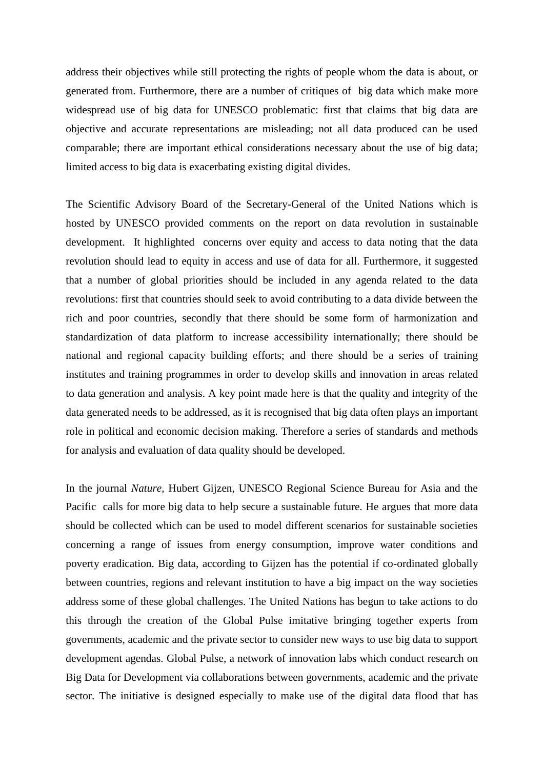address their objectives while still protecting the rights of people whom the data is about, or generated from. Furthermore, there are a number of critiques of big data which make more widespread use of big data for UNESCO problematic: first that claims that big data are objective and accurate representations are misleading; not all data produced can be used comparable; there are important ethical considerations necessary about the use of big data; limited access to big data is exacerbating existing digital divides.

The Scientific Advisory Board of the Secretary-General of the United Nations which is hosted by UNESCO provided comments on the report on data revolution in sustainable development. It highlighted concerns over equity and access to data noting that the data revolution should lead to equity in access and use of data for all. Furthermore, it suggested that a number of global priorities should be included in any agenda related to the data revolutions: first that countries should seek to avoid contributing to a data divide between the rich and poor countries, secondly that there should be some form of harmonization and standardization of data platform to increase accessibility internationally; there should be national and regional capacity building efforts; and there should be a series of training institutes and training programmes in order to develop skills and innovation in areas related to data generation and analysis. A key point made here is that the quality and integrity of the data generated needs to be addressed, as it is recognised that big data often plays an important role in political and economic decision making. Therefore a series of standards and methods for analysis and evaluation of data quality should be developed.

In the journal *Nature*, Hubert Gijzen, UNESCO Regional Science Bureau for Asia and the Pacific calls for more big data to help secure a sustainable future. He argues that more data should be collected which can be used to model different scenarios for sustainable societies concerning a range of issues from energy consumption, improve water conditions and poverty eradication. Big data, according to Gijzen has the potential if co-ordinated globally between countries, regions and relevant institution to have a big impact on the way societies address some of these global challenges. The United Nations has begun to take actions to do this through the creation of the Global Pulse imitative bringing together experts from governments, academic and the private sector to consider new ways to use big data to support development agendas. Global Pulse, a network of innovation labs which conduct research on Big Data for Development via collaborations between governments, academic and the private sector. The initiative is designed especially to make use of the digital data flood that has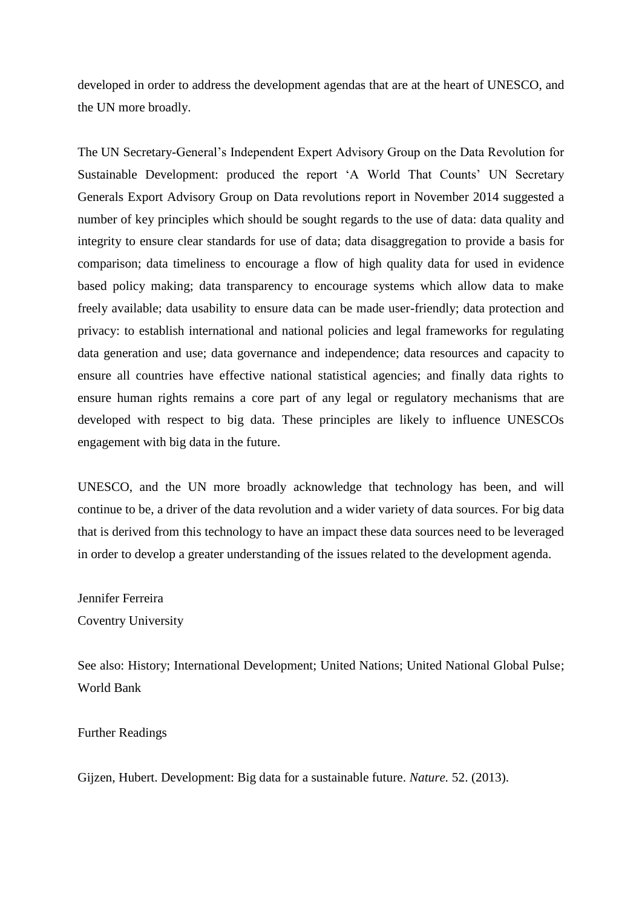developed in order to address the development agendas that are at the heart of UNESCO, and the UN more broadly.

The UN Secretary-General's Independent Expert Advisory Group on the Data Revolution for Sustainable Development: produced the report 'A World That Counts' UN Secretary Generals Export Advisory Group on Data revolutions report in November 2014 suggested a number of key principles which should be sought regards to the use of data: data quality and integrity to ensure clear standards for use of data; data disaggregation to provide a basis for comparison; data timeliness to encourage a flow of high quality data for used in evidence based policy making; data transparency to encourage systems which allow data to make freely available; data usability to ensure data can be made user-friendly; data protection and privacy: to establish international and national policies and legal frameworks for regulating data generation and use; data governance and independence; data resources and capacity to ensure all countries have effective national statistical agencies; and finally data rights to ensure human rights remains a core part of any legal or regulatory mechanisms that are developed with respect to big data. These principles are likely to influence UNESCOs engagement with big data in the future.

UNESCO, and the UN more broadly acknowledge that technology has been, and will continue to be, a driver of the data revolution and a wider variety of data sources. For big data that is derived from this technology to have an impact these data sources need to be leveraged in order to develop a greater understanding of the issues related to the development agenda.

Jennifer Ferreira
Coventry University

See also: History; International Development; United Nations; United National Global Pulse; World Bank

Further Readings

Gijzen, Hubert. Development: Big data for a sustainable future. *Nature.* 52. (2013).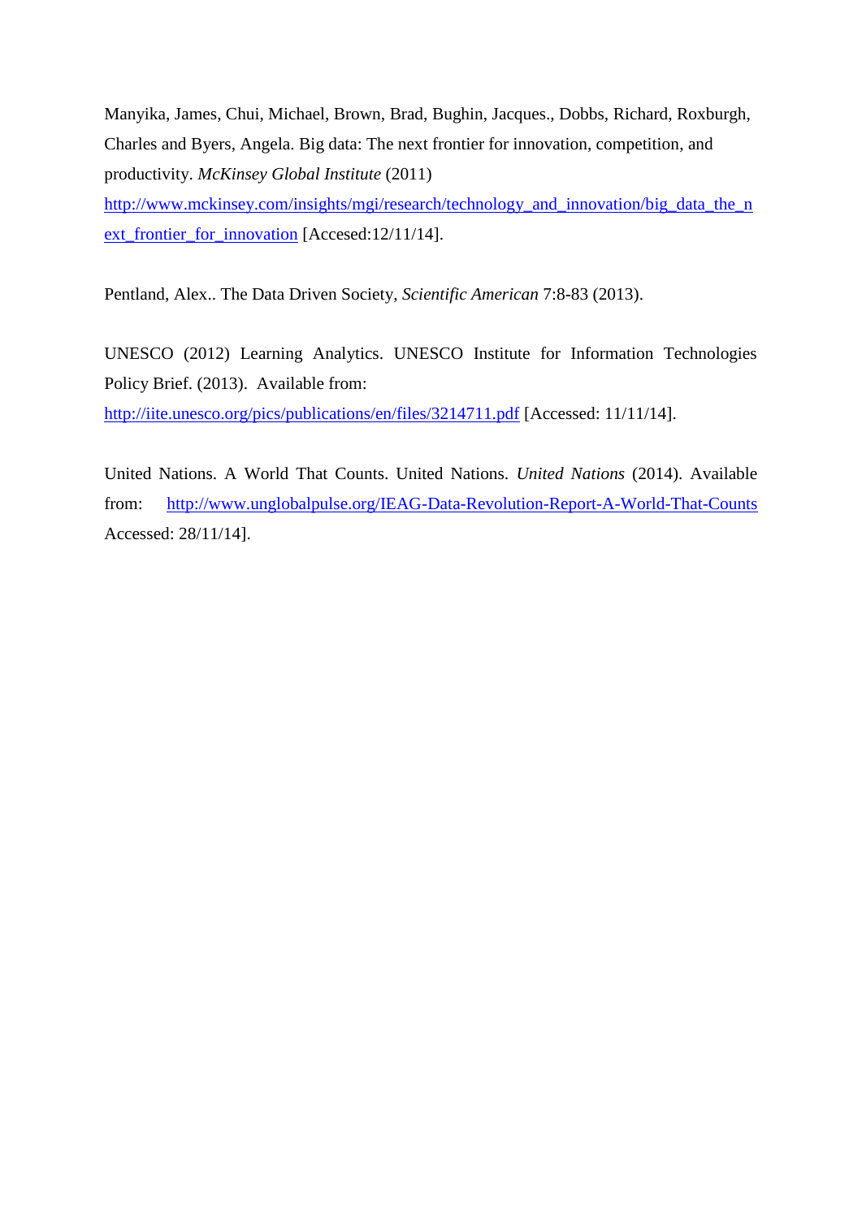Manyika, James, Chui, Michael, Brown, Brad, Bughin, Jacques., Dobbs, Richard, Roxburgh, Charles and Byers, Angela. Big data: The next frontier for innovation, competition, and productivity. *McKinsey Global Institute* (2011) http://www.mckinsey.com/insights/mgi/research/technology_and_innovation/big_data_the_next_frontier_for_innovation [Accesed:12/11/14].

Pentland, Alex.. The Data Driven Society, *Scientific American* 7:8-83 (2013).

UNESCO (2012) Learning Analytics. UNESCO Institute for Information Technologies Policy Brief. (2013). Available from: http://iite.unesco.org/pics/publications/en/files/3214711.pdf [Accessed: 11/11/14].

United Nations. A World That Counts. United Nations. *United Nations* (2014). Available from: http://www.unglobalpulse.org/IEAG-Data-Revolution-Report-A-World-That-Counts Accessed: 28/11/14].